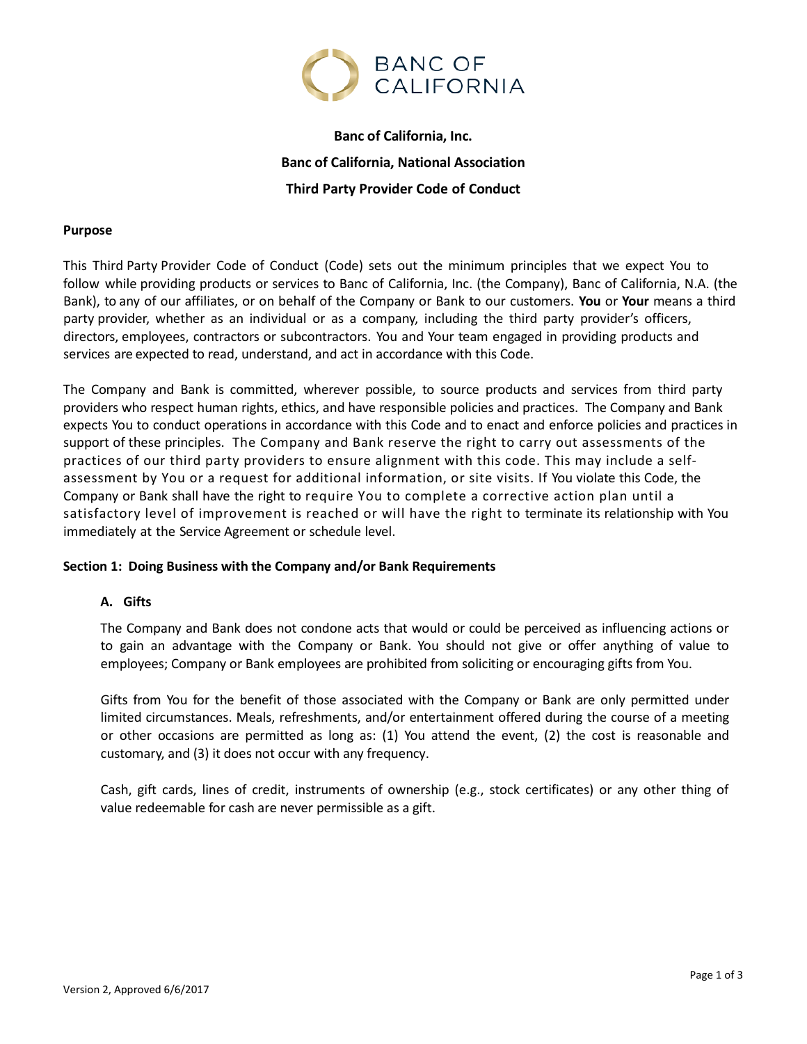# Banc of California, Inc.

## Banc of California, National Association

## Third Party Provider Code of Conduct

### Purpose

This Third Party Provider Code of Conduct (Code) sets out the minimum principles that we expect You to follow while providing products or services to Banc of California, Inc. (the Company), Banc of California, N.A. (the Bank), to any of our affiliates, or on behalf of the Company or Bank to our customers. **You** or **Your** means a third party provider, whether as an individual or as a company, including the third party provider's officers, directors, employees, contractors or subcontractors. You and Your team engaged in providing products and services are expected to read, understand, and act in accordance with this Code.

The Company and Bank is committed, wherever possible, to source products and services from third party providers who respect human rights, ethics, and have responsible policies and practices. The Company and Bank expects You to conduct operations in accordance with this Code and to enact and enforce policies and practices in support of these principles. The Company and Bank reserve the right to carry out assessments of the practices of our third party providers to ensure alignment with this code. This may include a self-assessment by You or a request for additional information, or site visits. If You violate this Code, the Company or Bank shall have the right to require You to complete a corrective action plan until a satisfactory level of improvement is reached or will have the right to terminate its relationship with You immediately at the Service Agreement or schedule level.

### Section 1: Doing Business with the Company and/or Bank Requirements

#### A. Gifts

The Company and Bank does not condone acts that would or could be perceived as influencing actions or to gain an advantage with the Company or Bank. You should not give or offer anything of value to employees; Company or Bank employees are prohibited from soliciting or encouraging gifts from You.

Gifts from You for the benefit of those associated with the Company or Bank are only permitted under limited circumstances. Meals, refreshments, and/or entertainment offered during the course of a meeting or other occasions are permitted as long as: (1) You attend the event, (2) the cost is reasonable and customary, and (3) it does not occur with any frequency.

Cash, gift cards, lines of credit, instruments of ownership (e.g., stock certificates) or any other thing of value redeemable for cash are never permissible as a gift.

Version 2, Approved 6/6/2017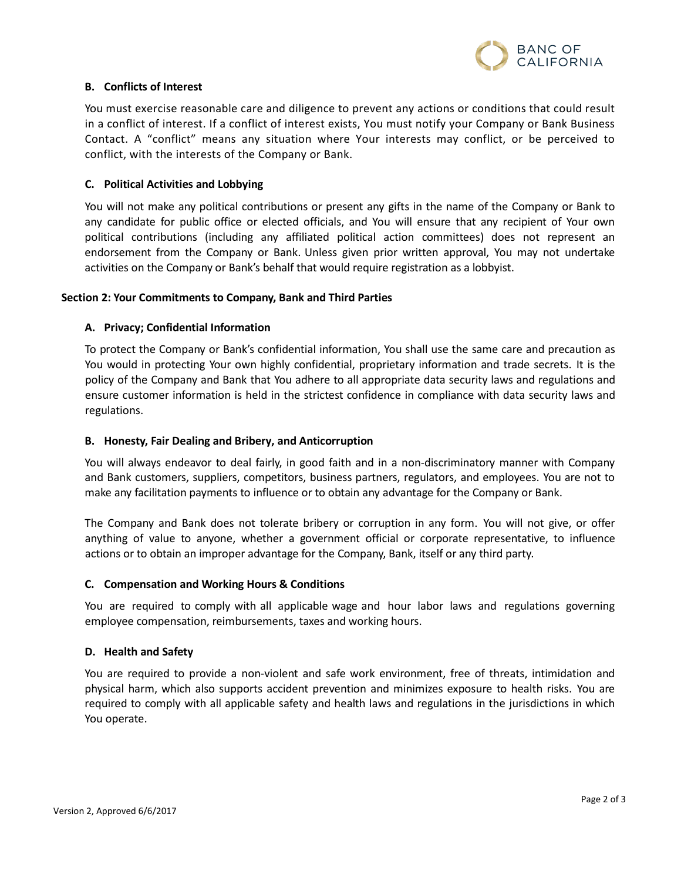### B. Conflicts of Interest

You must exercise reasonable care and diligence to prevent any actions or conditions that could result in a conflict of interest. If a conflict of interest exists, You must notify your Company or Bank Business Contact. A "conflict" means any situation where Your interests may conflict, or be perceived to conflict, with the interests of the Company or Bank.

### C. Political Activities and Lobbying

You will not make any political contributions or present any gifts in the name of the Company or Bank to any candidate for public office or elected officials, and You will ensure that any recipient of Your own political contributions (including any affiliated political action committees) does not represent an endorsement from the Company or Bank. Unless given prior written approval, You may not undertake activities on the Company or Bank's behalf that would require registration as a lobbyist.

## Section 2: Your Commitments to Company, Bank and Third Parties

### A. Privacy; Confidential Information

To protect the Company or Bank's confidential information, You shall use the same care and precaution as You would in protecting Your own highly confidential, proprietary information and trade secrets. It is the policy of the Company and Bank that You adhere to all appropriate data security laws and regulations and ensure customer information is held in the strictest confidence in compliance with data security laws and regulations.

### B. Honesty, Fair Dealing and Bribery, and Anticorruption

You will always endeavor to deal fairly, in good faith and in a non-discriminatory manner with Company and Bank customers, suppliers, competitors, business partners, regulators, and employees. You are not to make any facilitation payments to influence or to obtain any advantage for the Company or Bank.

The Company and Bank does not tolerate bribery or corruption in any form. You will not give, or offer anything of value to anyone, whether a government official or corporate representative, to influence actions or to obtain an improper advantage for the Company, Bank, itself or any third party.

### C. Compensation and Working Hours & Conditions

You are required to comply with all applicable wage and hour labor laws and regulations governing employee compensation, reimbursements, taxes and working hours.

### D. Health and Safety

You are required to provide a non-violent and safe work environment, free of threats, intimidation and physical harm, which also supports accident prevention and minimizes exposure to health risks. You are required to comply with all applicable safety and health laws and regulations in the jurisdictions in which You operate.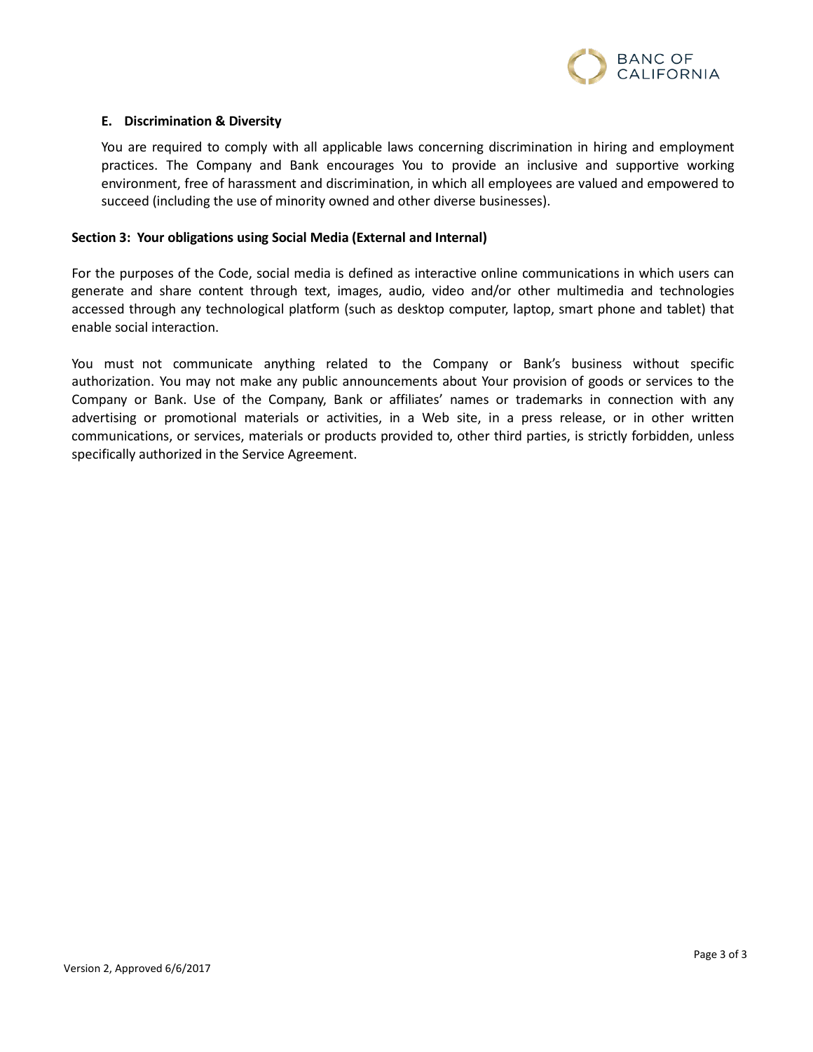### E. Discrimination & Diversity

You are required to comply with all applicable laws concerning discrimination in hiring and employment practices. The Company and Bank encourages You to provide an inclusive and supportive working environment, free of harassment and discrimination, in which all employees are valued and empowered to succeed (including the use of minority owned and other diverse businesses).

## Section 3: Your obligations using Social Media (External and Internal)

For the purposes of the Code, social media is defined as interactive online communications in which users can generate and share content through text, images, audio, video and/or other multimedia and technologies accessed through any technological platform (such as desktop computer, laptop, smart phone and tablet) that enable social interaction.

You must not communicate anything related to the Company or Bank's business without specific authorization. You may not make any public announcements about Your provision of goods or services to the Company or Bank. Use of the Company, Bank or affiliates' names or trademarks in connection with any advertising or promotional materials or activities, in a Web site, in a press release, or in other written communications, or services, materials or products provided to, other third parties, is strictly forbidden, unless specifically authorized in the Service Agreement.